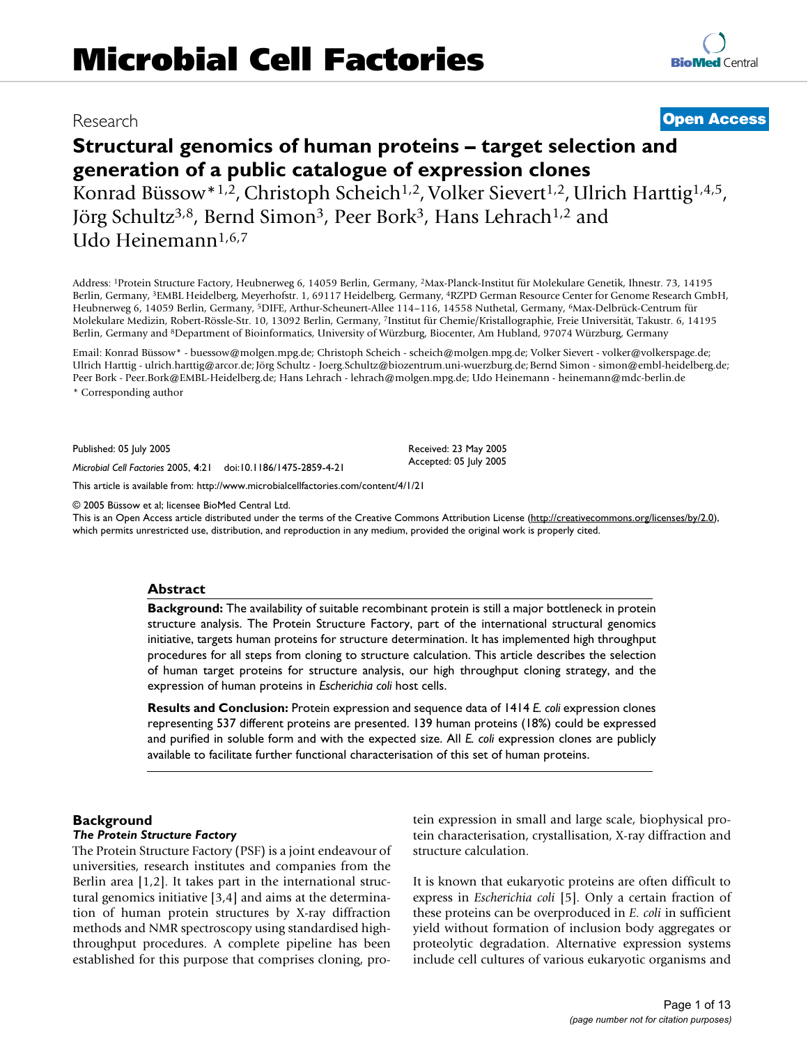# Microbial Cell Factories

Research

**Open Access**

# Structural genomics of human proteins – target selection and generation of a public catalogue of expression clones

Konrad Büssow*[1,2], Christoph Scheich[1,2], Volker Sievert[1,2], Ulrich Harttig[1,4,5], Jörg Schultz[3,8], Bernd Simon[3], Peer Bork[3], Hans Lehrach[1,2] and Udo Heinemann[1,6,7]

Address: [1]Protein Structure Factory, Heubnerweg 6, 14059 Berlin, Germany, [2]Max-Planck-Institut für Molekulare Genetik, Ihnestr. 73, 14195 Berlin, Germany, [3]EMBL Heidelberg, Meyerhofstr. 1, 69117 Heidelberg, Germany, [4]RZPD German Resource Center for Genome Research GmbH, Heubnerweg 6, 14059 Berlin, Germany, [5]DIFE, Arthur-Scheunert-Allee 114–116, 14558 Nuthetal, Germany, [6]Max-Delbrück-Centrum für Molekulare Medizin, Robert-Rössle-Str. 10, 13092 Berlin, Germany, [7]Institut für Chemie/Kristallographie, Freie Universität, Takustr. 6, 14195 Berlin, Germany and [8]Department of Bioinformatics, University of Würzburg, Biocenter, Am Hubland, 97074 Würzburg, Germany

Email: Konrad Büssow* - buessow@molgen.mpg.de; Christoph Scheich - scheich@molgen.mpg.de; Volker Sievert - volker@volkerspage.de; Ulrich Harttig - ulrich.harttig@arcor.de; Jörg Schultz - Joerg.Schultz@biozentrum.uni-wuerzburg.de; Bernd Simon - simon@embl-heidelberg.de; Peer Bork - Peer.Bork@EMBL-Heidelberg.de; Hans Lehrach - lehrach@molgen.mpg.de; Udo Heinemann - heinemann@mdc-berlin.de

* Corresponding author

Published: 05 July 2005

*Microbial Cell Factories* 2005, **4**:21 doi:10.1186/1475-2859-4-21

Received: 23 May 2005
Accepted: 05 July 2005

This article is available from: http://www.microbialcellfactories.com/content/4/1/21

© 2005 Büssow et al; licensee BioMed Central Ltd.
This is an Open Access article distributed under the terms of the Creative Commons Attribution License (http://creativecommons.org/licenses/by/2.0), which permits unrestricted use, distribution, and reproduction in any medium, provided the original work is properly cited.

## Abstract

**Background:** The availability of suitable recombinant protein is still a major bottleneck in protein structure analysis. The Protein Structure Factory, part of the international structural genomics initiative, targets human proteins for structure determination. It has implemented high throughput procedures for all steps from cloning to structure calculation. This article describes the selection of human target proteins for structure analysis, our high throughput cloning strategy, and the expression of human proteins in *Escherichia coli* host cells.

**Results and Conclusion:** Protein expression and sequence data of 1414 *E. coli* expression clones representing 537 different proteins are presented. 139 human proteins (18%) could be expressed and purified in soluble form and with the expected size. All *E. coli* expression clones are publicly available to facilitate further functional characterisation of this set of human proteins.

## Background

### *The Protein Structure Factory*

The Protein Structure Factory (PSF) is a joint endeavour of universities, research institutes and companies from the Berlin area [1,2]. It takes part in the international structural genomics initiative [3,4] and aims at the determination of human protein structures by X-ray diffraction methods and NMR spectroscopy using standardised high-throughput procedures. A complete pipeline has been established for this purpose that comprises cloning, protein expression in small and large scale, biophysical protein characterisation, crystallisation, X-ray diffraction and structure calculation.

It is known that eukaryotic proteins are often difficult to express in *Escherichia coli* [5]. Only a certain fraction of these proteins can be overproduced in *E. coli* in sufficient yield without formation of inclusion body aggregates or proteolytic degradation. Alternative expression systems include cell cultures of various eukaryotic organisms and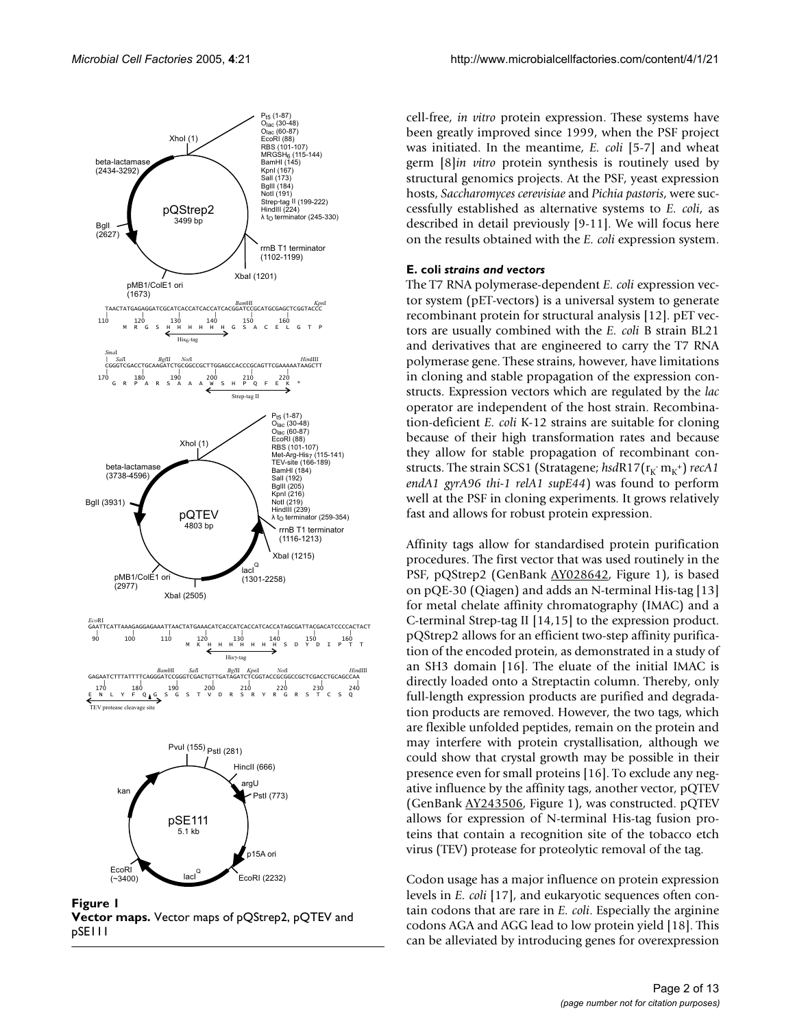**Figure 1**
**Vector maps.** Vector maps of pQStrep2, pQTEV and pSE111

cell-free, *in vitro* protein expression. These systems have been greatly improved since 1999, when the PSF project was initiated. In the meantime, *E. coli* [5-7] and wheat germ [8]*in vitro* protein synthesis is routinely used by structural genomics projects. At the PSF, yeast expression hosts, *Saccharomyces cerevisiae* and *Pichia pastoris*, were successfully established as alternative systems to *E. coli*, as described in detail previously [9-11]. We will focus here on the results obtained with the *E. coli* expression system.

#### E. coli *strains and vectors*

The T7 RNA polymerase-dependent *E. coli* expression vector system (pET-vectors) is a universal system to generate recombinant protein for structural analysis [12]. pET vectors are usually combined with the *E. coli* B strain BL21 and derivatives that are engineered to carry the T7 RNA polymerase gene. These strains, however, have limitations in cloning and stable propagation of the expression constructs. Expression vectors which are regulated by the *lac* operator are independent of the host strain. Recombination-deficient *E. coli* K-12 strains are suitable for cloning because of their high transformation rates and because they allow for stable propagation of recombinant constructs. The strain SCS1 (Stratagene; *hsd*R17($r_K^-$ $m_K^+$) *recA1 endA1 gyrA96 thi-1 relA1 supE44*) was found to perform well at the PSF in cloning experiments. It grows relatively fast and allows for robust protein expression.

Affinity tags allow for standardised protein purification procedures. The first vector that was used routinely in the PSF, pQStrep2 (GenBank AY028642, Figure 1), is based on pQE-30 (Qiagen) and adds an N-terminal His-tag [13] for metal chelate affinity chromatography (IMAC) and a C-terminal Strep-tag II [14,15] to the expression product. pQStrep2 allows for an efficient two-step affinity purification of the encoded protein, as demonstrated in a study of an SH3 domain [16]. The eluate of the initial IMAC is directly loaded onto a Streptactin column. Thereby, only full-length expression products are purified and degradation products are removed. However, the two tags, which are flexible unfolded peptides, remain on the protein and may interfere with protein crystallisation, although we could show that crystal growth may be possible in their presence even for small proteins [16]. To exclude any negative influence by the affinity tags, another vector, pQTEV (GenBank AY243506, Figure 1), was constructed. pQTEV allows for expression of N-terminal His-tag fusion proteins that contain a recognition site of the tobacco etch virus (TEV) protease for proteolytic removal of the tag.

Codon usage has a major influence on protein expression levels in *E. coli* [17], and eukaryotic sequences often contain codons that are rare in *E. coli*. Especially the arginine codons AGA and AGG lead to low protein yield [18]. This can be alleviated by introducing genes for overexpression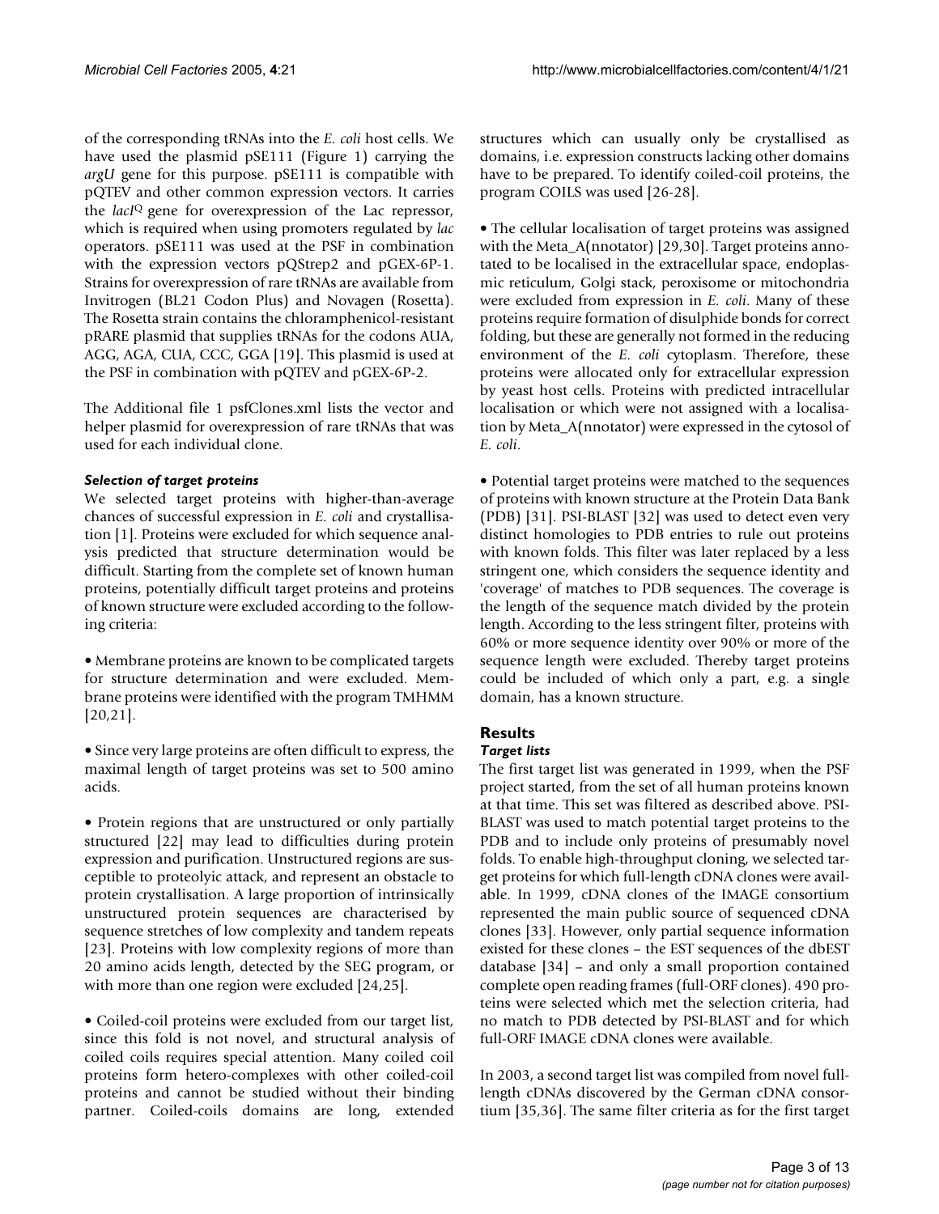of the corresponding tRNAs into the *E. coli* host cells. We have used the plasmid pSE111 (Figure 1) carrying the *argU* gene for this purpose. pSE111 is compatible with pQTEV and other common expression vectors. It carries the *lacI*$^Q$ gene for overexpression of the Lac repressor, which is required when using promoters regulated by *lac* operators. pSE111 was used at the PSF in combination with the expression vectors pQStrep2 and pGEX-6P-1. Strains for overexpression of rare tRNAs are available from Invitrogen (BL21 Codon Plus) and Novagen (Rosetta). The Rosetta strain contains the chloramphenicol-resistant pRARE plasmid that supplies tRNAs for the codons AUA, AGG, AGA, CUA, CCC, GGA [19]. This plasmid is used at the PSF in combination with pQTEV and pGEX-6P-2.

The Additional file 1 psfClones.xml lists the vector and helper plasmid for overexpression of rare tRNAs that was used for each individual clone.

### *Selection of target proteins*

We selected target proteins with higher-than-average chances of successful expression in *E. coli* and crystallisation [1]. Proteins were excluded for which sequence analysis predicted that structure determination would be difficult. Starting from the complete set of known human proteins, potentially difficult target proteins and proteins of known structure were excluded according to the following criteria:

• Membrane proteins are known to be complicated targets for structure determination and were excluded. Membrane proteins were identified with the program TMHMM [20,21].

• Since very large proteins are often difficult to express, the maximal length of target proteins was set to 500 amino acids.

• Protein regions that are unstructured or only partially structured [22] may lead to difficulties during protein expression and purification. Unstructured regions are susceptible to proteolyic attack, and represent an obstacle to protein crystallisation. A large proportion of intrinsically unstructured protein sequences are characterised by sequence stretches of low complexity and tandem repeats [23]. Proteins with low complexity regions of more than 20 amino acids length, detected by the SEG program, or with more than one region were excluded [24,25].

• Coiled-coil proteins were excluded from our target list, since this fold is not novel, and structural analysis of coiled coils requires special attention. Many coiled coil proteins form hetero-complexes with other coiled-coil proteins and cannot be studied without their binding partner. Coiled-coils domains are long, extended structures which can usually only be crystallised as domains, i.e. expression constructs lacking other domains have to be prepared. To identify coiled-coil proteins, the program COILS was used [26-28].

• The cellular localisation of target proteins was assigned with the Meta_A(nnotator) [29,30]. Target proteins annotated to be localised in the extracellular space, endoplasmic reticulum, Golgi stack, peroxisome or mitochondria were excluded from expression in *E. coli*. Many of these proteins require formation of disulphide bonds for correct folding, but these are generally not formed in the reducing environment of the *E. coli* cytoplasm. Therefore, these proteins were allocated only for extracellular expression by yeast host cells. Proteins with predicted intracellular localisation or which were not assigned with a localisation by Meta_A(nnotator) were expressed in the cytosol of *E. coli*.

• Potential target proteins were matched to the sequences of proteins with known structure at the Protein Data Bank (PDB) [31]. PSI-BLAST [32] was used to detect even very distinct homologies to PDB entries to rule out proteins with known folds. This filter was later replaced by a less stringent one, which considers the sequence identity and 'coverage' of matches to PDB sequences. The coverage is the length of the sequence match divided by the protein length. According to the less stringent filter, proteins with 60% or more sequence identity over 90% or more of the sequence length were excluded. Thereby target proteins could be included of which only a part, e.g. a single domain, has a known structure.

## Results

### *Target lists*

The first target list was generated in 1999, when the PSF project started, from the set of all human proteins known at that time. This set was filtered as described above. PSI-BLAST was used to match potential target proteins to the PDB and to include only proteins of presumably novel folds. To enable high-throughput cloning, we selected target proteins for which full-length cDNA clones were available. In 1999, cDNA clones of the IMAGE consortium represented the main public source of sequenced cDNA clones [33]. However, only partial sequence information existed for these clones – the EST sequences of the dbEST database [34] – and only a small proportion contained complete open reading frames (full-ORF clones). 490 proteins were selected which met the selection criteria, had no match to PDB detected by PSI-BLAST and for which full-ORF IMAGE cDNA clones were available.

In 2003, a second target list was compiled from novel full-length cDNAs discovered by the German cDNA consortium [35,36]. The same filter criteria as for the first target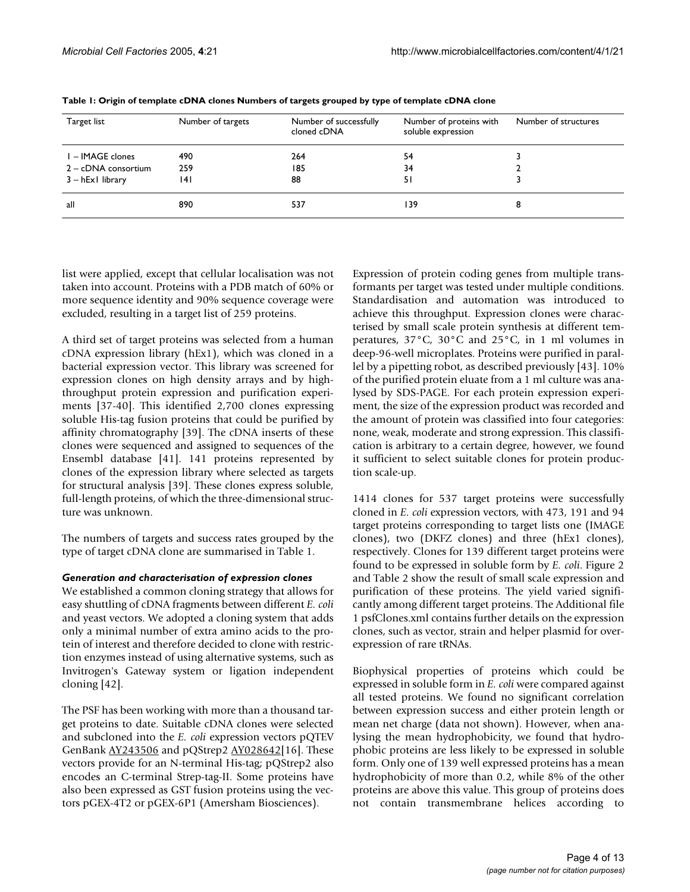**Table 1: Origin of template cDNA clones Numbers of targets grouped by type of template cDNA clone**

| Target list | Number of targets | Number of successfully cloned cDNA | Number of proteins with soluble expression | Number of structures |
|---|---|---|---|---|
| 1 – IMAGE clones | 490 | 264 | 54 | 3 |
| 2 – cDNA consortium | 259 | 185 | 34 | 2 |
| 3 – hEx1 library | 141 | 88 | 51 | 3 |
| all | 890 | 537 | 139 | 8 |

list were applied, except that cellular localisation was not taken into account. Proteins with a PDB match of 60% or more sequence identity and 90% sequence coverage were excluded, resulting in a target list of 259 proteins.

A third set of target proteins was selected from a human cDNA expression library (hEx1), which was cloned in a bacterial expression vector. This library was screened for expression clones on high density arrays and by high-throughput protein expression and purification experiments [37-40]. This identified 2,700 clones expressing soluble His-tag fusion proteins that could be purified by affinity chromatography [39]. The cDNA inserts of these clones were sequenced and assigned to sequences of the Ensembl database [41]. 141 proteins represented by clones of the expression library where selected as targets for structural analysis [39]. These clones express soluble, full-length proteins, of which the three-dimensional structure was unknown.

The numbers of targets and success rates grouped by the type of target cDNA clone are summarised in Table 1.

### *Generation and characterisation of expression clones*

We established a common cloning strategy that allows for easy shuttling of cDNA fragments between different *E. coli* and yeast vectors. We adopted a cloning system that adds only a minimal number of extra amino acids to the protein of interest and therefore decided to clone with restriction enzymes instead of using alternative systems, such as Invitrogen's Gateway system or ligation independent cloning [42].

The PSF has been working with more than a thousand target proteins to date. Suitable cDNA clones were selected and subcloned into the *E. coli* expression vectors pQTEV GenBank AY243506 and pQStrep2 AY028642[16]. These vectors provide for an N-terminal His-tag; pQStrep2 also encodes an C-terminal Strep-tag-II. Some proteins have also been expressed as GST fusion proteins using the vectors pGEX-4T2 or pGEX-6P1 (Amersham Biosciences).

Expression of protein coding genes from multiple transformants per target was tested under multiple conditions. Standardisation and automation was introduced to achieve this throughput. Expression clones were characterised by small scale protein synthesis at different temperatures, 37°C, 30°C and 25°C, in 1 ml volumes in deep-96-well microplates. Proteins were purified in parallel by a pipetting robot, as described previously [43]. 10% of the purified protein eluate from a 1 ml culture was analysed by SDS-PAGE. For each protein expression experiment, the size of the expression product was recorded and the amount of protein was classified into four categories: none, weak, moderate and strong expression. This classification is arbitrary to a certain degree, however, we found it sufficient to select suitable clones for protein production scale-up.

1414 clones for 537 target proteins were successfully cloned in *E. coli* expression vectors, with 473, 191 and 94 target proteins corresponding to target lists one (IMAGE clones), two (DKFZ clones) and three (hEx1 clones), respectively. Clones for 139 different target proteins were found to be expressed in soluble form by *E. coli*. Figure 2 and Table 2 show the result of small scale expression and purification of these proteins. The yield varied significantly among different target proteins. The Additional file 1 psfClones.xml contains further details on the expression clones, such as vector, strain and helper plasmid for over-expression of rare tRNAs.

Biophysical properties of proteins which could be expressed in soluble form in *E. coli* were compared against all tested proteins. We found no significant correlation between expression success and either protein length or mean net charge (data not shown). However, when analysing the mean hydrophobicity, we found that hydrophobic proteins are less likely to be expressed in soluble form. Only one of 139 well expressed proteins has a mean hydrophobicity of more than 0.2, while 8% of the other proteins are above this value. This group of proteins does not contain transmembrane helices according to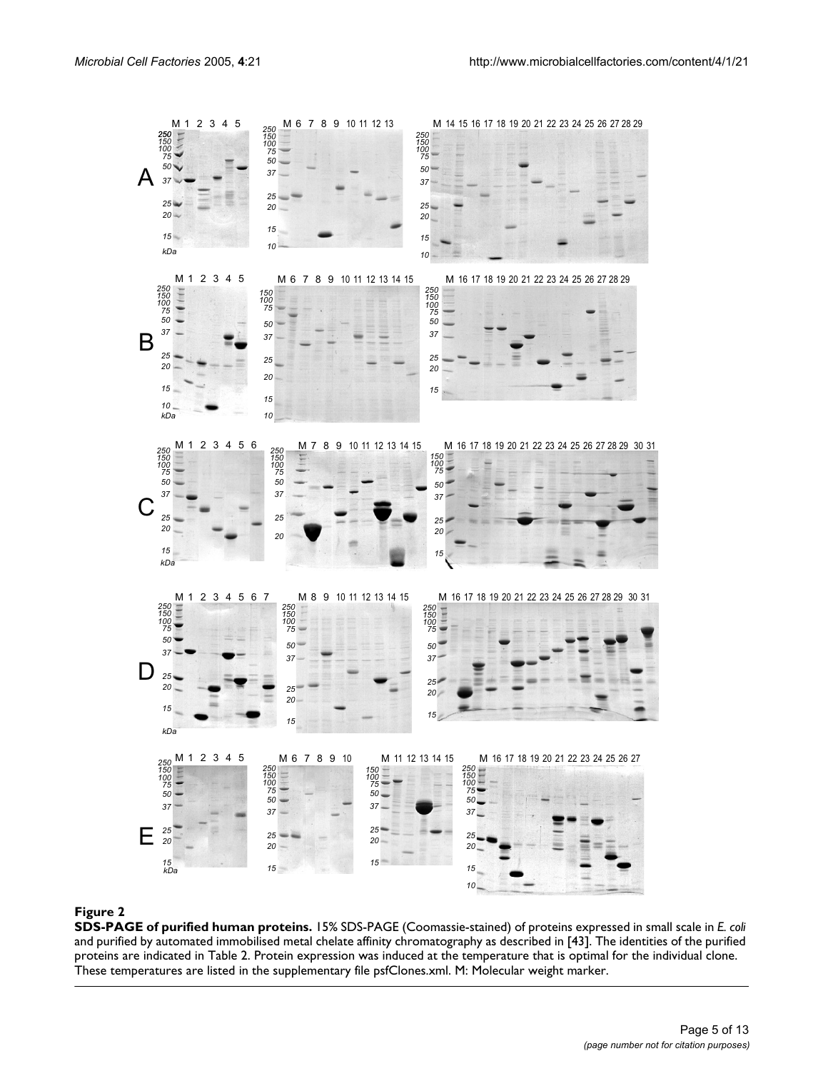**Figure 2**

**SDS-PAGE of purified human proteins.** 15% SDS-PAGE (Coomassie-stained) of proteins expressed in small scale in *E. coli* and purified by automated immobilised metal chelate affinity chromatography as described in [43]. The identities of the purified proteins are indicated in Table 2. Protein expression was induced at the temperature that is optimal for the individual clone. These temperatures are listed in the supplementary file psfClones.xml. M: Molecular weight marker.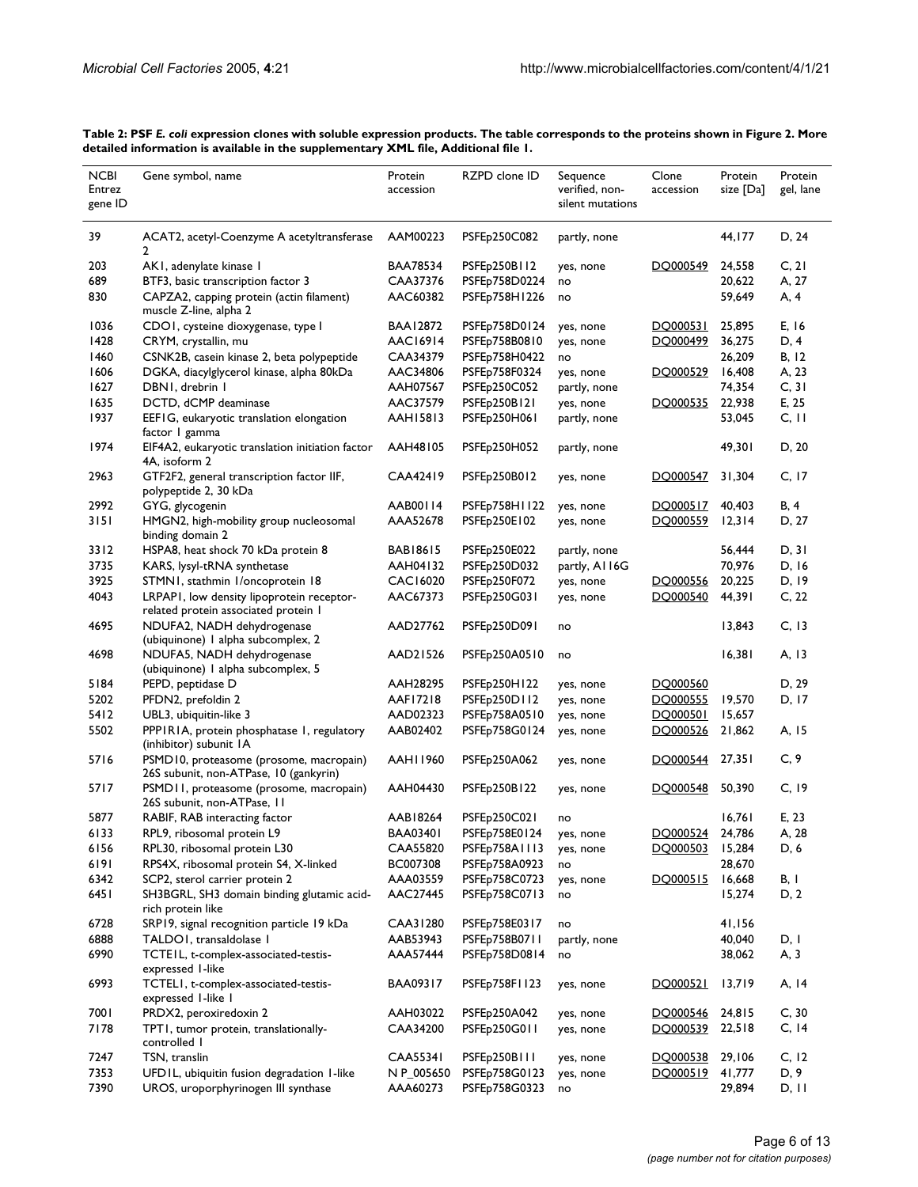**Table 2: PSF *E. coli* expression clones with soluble expression products. The table corresponds to the proteins shown in Figure 2. More detailed information is available in the supplementary XML file, Additional file 1.**

| NCBI Entrez gene ID | Gene symbol, name | Protein accession | RZPD clone ID | Sequence verified, non-silent mutations | Clone accession | Protein size [Da] | Protein gel, lane |
|---|---|---|---|---|---|---|---|
| 39 | ACAT2, acetyl-Coenzyme A acetyltransferase 2 | AAM00223 | PSFEp250C082 | partly, none | | 44,177 | D, 24 |
| 203 | AK1, adenylate kinase 1 | BAA78534 | PSFEp250B112 | yes, none | DQ000549 | 24,558 | C, 21 |
| 689 | BTF3, basic transcription factor 3 | CAA37376 | PSFEp758D0224 | no | | 20,622 | A, 27 |
| 830 | CAPZA2, capping protein (actin filament) muscle Z-line, alpha 2 | AAC60382 | PSFEp758H1226 | no | | 59,649 | A, 4 |
| 1036 | CDO1, cysteine dioxygenase, type I | BAA12872 | PSFEp758D0124 | yes, none | DQ000531 | 25,895 | E, 16 |
| 1428 | CRYM, crystallin, mu | AAC16914 | PSFEp758B0810 | yes, none | DQ000499 | 36,275 | D, 4 |
| 1460 | CSNK2B, casein kinase 2, beta polypeptide | CAA34379 | PSFEp758H0422 | no | | 26,209 | B, 12 |
| 1606 | DGKA, diacylglycerol kinase, alpha 80kDa | AAC34806 | PSFEp758F0324 | yes, none | DQ000529 | 16,408 | A, 23 |
| 1627 | DBN1, drebrin 1 | AAH07567 | PSFEp250C052 | partly, none | | 74,354 | C, 31 |
| 1635 | DCTD, dCMP deaminase | AAC37579 | PSFEp250B121 | yes, none | DQ000535 | 22,938 | E, 25 |
| 1937 | EEF1G, eukaryotic translation elongation factor 1 gamma | AAH15813 | PSFEp250H061 | partly, none | | 53,045 | C, 11 |
| 1974 | EIF4A2, eukaryotic translation initiation factor 4A, isoform 2 | AAH48105 | PSFEp250H052 | partly, none | | 49,301 | D, 20 |
| 2963 | GTF2F2, general transcription factor IIF, polypeptide 2, 30 kDa | CAA42419 | PSFEp250B012 | yes, none | DQ000547 | 31,304 | C, 17 |
| 2992 | GYG, glycogenin | AAB00114 | PSFEp758H1122 | yes, none | DQ000517 | 40,403 | B, 4 |
| 3151 | HMGN2, high-mobility group nucleosomal binding domain 2 | AAA52678 | PSFEp250E102 | yes, none | DQ000559 | 12,314 | D, 27 |
| 3312 | HSPA8, heat shock 70 kDa protein 8 | BAB18615 | PSFEp250E022 | partly, none | | 56,444 | D, 31 |
| 3735 | KARS, lysyl-tRNA synthetase | AAH04132 | PSFEp250D032 | partly, A116G | | 70,976 | D, 16 |
| 3925 | STMN1, stathmin 1/oncoprotein 18 | CAC16020 | PSFEp250F072 | yes, none | DQ000556 | 20,225 | D, 19 |
| 4043 | LRPAP1, low density lipoprotein receptor-related protein associated protein 1 | AAC67373 | PSFEp250G031 | yes, none | DQ000540 | 44,391 | C, 22 |
| 4695 | NDUFA2, NADH dehydrogenase (ubiquinone) 1 alpha subcomplex, 2 | AAD27762 | PSFEp250D091 | no | | 13,843 | C, 13 |
| 4698 | NDUFA5, NADH dehydrogenase (ubiquinone) 1 alpha subcomplex, 5 | AAD21526 | PSFEp250A0510 | no | | 16,381 | A, 13 |
| 5184 | PEPD, peptidase D | AAH28295 | PSFEp250H122 | yes, none | DQ000560 | | D, 29 |
| 5202 | PFDN2, prefoldin 2 | AAF17218 | PSFEp250D112 | yes, none | DQ000555 | 19,570 | D, 17 |
| 5412 | UBL3, ubiquitin-like 3 | AAD02323 | PSFEp758A0510 | yes, none | DQ000501 | 15,657 | |
| 5502 | PPP1R1A, protein phosphatase 1, regulatory (inhibitor) subunit 1A | AAB02402 | PSFEp758G0124 | yes, none | DQ000526 | 21,862 | A, 15 |
| 5716 | PSMD10, proteasome (prosome, macropain) 26S subunit, non-ATPase, 10 (gankyrin) | AAH11960 | PSFEp250A062 | yes, none | DQ000544 | 27,351 | C, 9 |
| 5717 | PSMD11, proteasome (prosome, macropain) 26S subunit, non-ATPase, 11 | AAH04430 | PSFEp250B122 | yes, none | DQ000548 | 50,390 | C, 19 |
| 5877 | RABIF, RAB interacting factor | AAB18264 | PSFEp250C021 | no | | 16,761 | E, 23 |
| 6133 | RPL9, ribosomal protein L9 | BAA03401 | PSFEp758E0124 | yes, none | DQ000524 | 24,786 | A, 28 |
| 6156 | RPL30, ribosomal protein L30 | CAA55820 | PSFEp758A1113 | yes, none | DQ000503 | 15,284 | D, 6 |
| 6191 | RPS4X, ribosomal protein S4, X-linked | BC007308 | PSFEp758A0923 | no | | 28,670 | |
| 6342 | SCP2, sterol carrier protein 2 | AAA03559 | PSFEp758C0723 | yes, none | DQ000515 | 16,668 | B, 1 |
| 6451 | SH3BGRL, SH3 domain binding glutamic acid-rich protein like | AAC27445 | PSFEp758C0713 | no | | 15,274 | D, 2 |
| 6728 | SRP19, signal recognition particle 19 kDa | CAA31280 | PSFEp758E0317 | no | | 41,156 | |
| 6888 | TALDO1, transaldolase 1 | AAB53943 | PSFEp758B0711 | partly, none | | 40,040 | D, 1 |
| 6990 | TCTE1L, t-complex-associated-testis-expressed 1-like | AAA57444 | PSFEp758D0814 | no | | 38,062 | A, 3 |
| 6993 | TCTEL1, t-complex-associated-testis-expressed 1-like 1 | BAA09317 | PSFEp758F1123 | yes, none | DQ000521 | 13,719 | A, 14 |
| 7001 | PRDX2, peroxiredoxin 2 | AAH03022 | PSFEp250A042 | yes, none | DQ000546 | 24,815 | C, 30 |
| 7178 | TPT1, tumor protein, translationally-controlled 1 | CAA34200 | PSFEp250G011 | yes, none | DQ000539 | 22,518 | C, 14 |
| 7247 | TSN, translin | CAA55341 | PSFEp250B111 | yes, none | DQ000538 | 29,106 | C, 12 |
| 7353 | UFD1L, ubiquitin fusion degradation 1-like | N P_005650 | PSFEp758G0123 | yes, none | DQ000519 | 41,777 | D, 9 |
| 7390 | UROS, uroporphyrinogen III synthase | AAA60273 | PSFEp758G0323 | no | | 29,894 | D, 11 |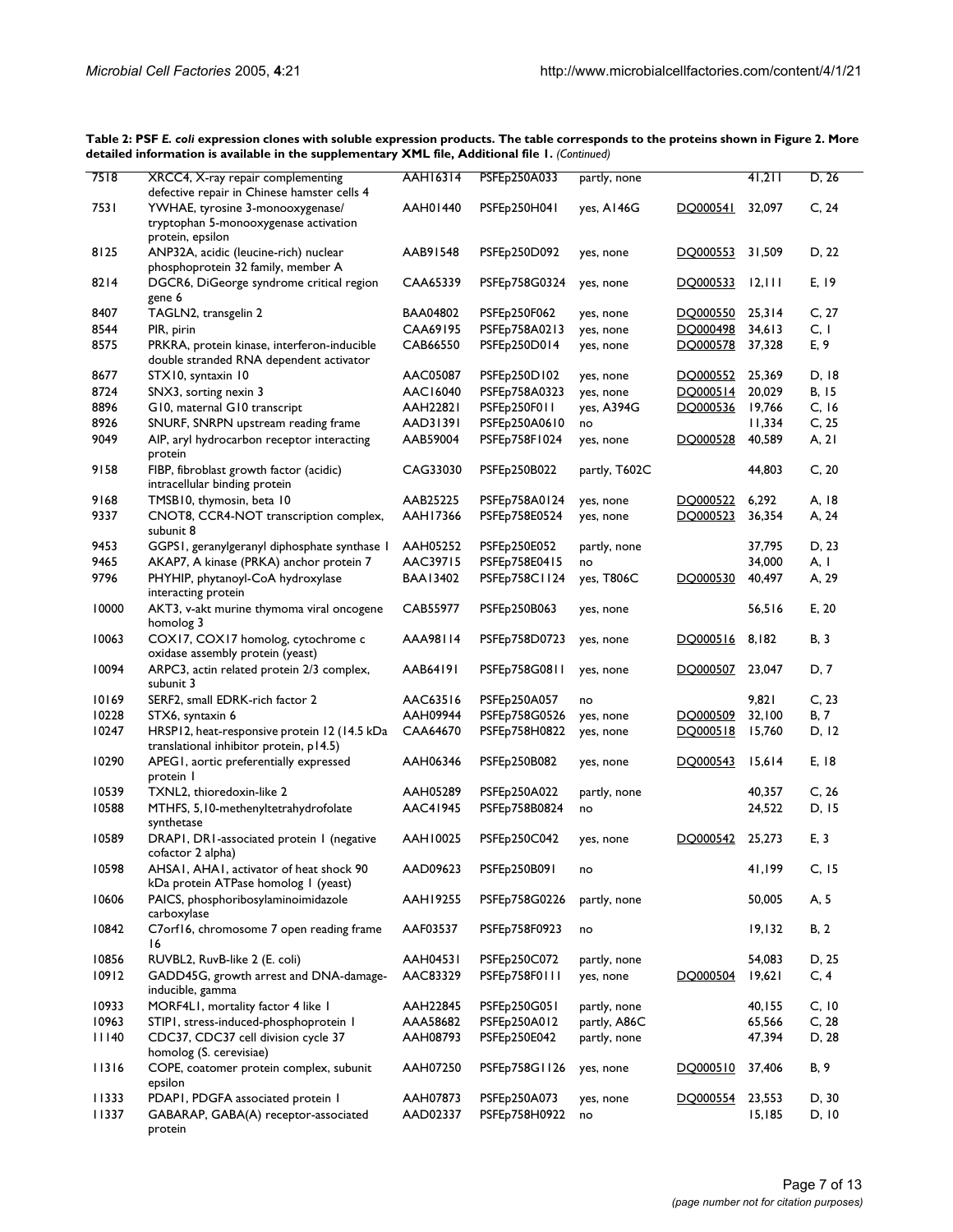**Table 2: PSF *E. coli* expression clones with soluble expression products. The table corresponds to the proteins shown in Figure 2. More detailed information is available in the supplementary XML file, Additional file 1.** *(Continued)*

| | | | | | | | |
|---|---|---|---|---|---|---|---|
| 7518 | XRCC4, X-ray repair complementing defective repair in Chinese hamster cells 4 | AAH16314 | PSFEp250A033 | partly, none | | 41,211 | D, 26 |
| 7531 | YWHAE, tyrosine 3-monooxygenase/ tryptophan 5-monooxygenase activation protein, epsilon | AAH01440 | PSFEp250H041 | yes, A146G | DQ000541 | 32,097 | C, 24 |
| 8125 | ANP32A, acidic (leucine-rich) nuclear phosphoprotein 32 family, member A | AAB91548 | PSFEp250D092 | yes, none | DQ000553 | 31,509 | D, 22 |
| 8214 | DGCR6, DiGeorge syndrome critical region gene 6 | CAA65339 | PSFEp758G0324 | yes, none | DQ000533 | 12,111 | E, 19 |
| 8407 | TAGLN2, transgelin 2 | BAA04802 | PSFEp250F062 | yes, none | DQ000550 | 25,314 | C, 27 |
| 8544 | PIR, pirin | CAA69195 | PSFEp758A0213 | yes, none | DQ000498 | 34,613 | C, 1 |
| 8575 | PRKRA, protein kinase, interferon-inducible double stranded RNA dependent activator | CAB66550 | PSFEp250D014 | yes, none | DQ000578 | 37,328 | E, 9 |
| 8677 | STX10, syntaxin 10 | AAC05087 | PSFEp250D102 | yes, none | DQ000552 | 25,369 | D, 18 |
| 8724 | SNX3, sorting nexin 3 | AAC16040 | PSFEp758A0323 | yes, none | DQ000514 | 20,029 | B, 15 |
| 8896 | G10, maternal G10 transcript | AAH22821 | PSFEp250F011 | yes, A394G | DQ000536 | 19,766 | C, 16 |
| 8926 | SNURF, SNRPN upstream reading frame | AAD31391 | PSFEp250A0610 | no | | 11,334 | C, 25 |
| 9049 | AIP, aryl hydrocarbon receptor interacting protein | AAB59004 | PSFEp758F1024 | yes, none | DQ000528 | 40,589 | A, 21 |
| 9158 | FIBP, fibroblast growth factor (acidic) intracellular binding protein | CAG33030 | PSFEp250B022 | partly, T602C | | 44,803 | C, 20 |
| 9168 | TMSB10, thymosin, beta 10 | AAB25225 | PSFEp758A0124 | yes, none | DQ000522 | 6,292 | A, 18 |
| 9337 | CNOT8, CCR4-NOT transcription complex, subunit 8 | AAH17366 | PSFEp758E0524 | yes, none | DQ000523 | 36,354 | A, 24 |
| 9453 | GGPS1, geranylgeranyl diphosphate synthase 1 | AAH05252 | PSFEp250E052 | partly, none | | 37,795 | D, 23 |
| 9465 | AKAP7, A kinase (PRKA) anchor protein 7 | AAC39715 | PSFEp758E0415 | no | | 34,000 | A, 1 |
| 9796 | PHYHIP, phytanoyl-CoA hydroxylase interacting protein | BAA13402 | PSFEp758C1124 | yes, T806C | DQ000530 | 40,497 | A, 29 |
| 10000 | AKT3, v-akt murine thymoma viral oncogene homolog 3 | CAB55977 | PSFEp250B063 | yes, none | | 56,516 | E, 20 |
| 10063 | COX17, COX17 homolog, cytochrome c oxidase assembly protein (yeast) | AAA98114 | PSFEp758D0723 | yes, none | DQ000516 | 8,182 | B, 3 |
| 10094 | ARPC3, actin related protein 2/3 complex, subunit 3 | AAB64191 | PSFEp758G0811 | yes, none | DQ000507 | 23,047 | D, 7 |
| 10169 | SERF2, small EDRK-rich factor 2 | AAC63516 | PSFEp250A057 | no | | 9,821 | C, 23 |
| 10228 | STX6, syntaxin 6 | AAH09944 | PSFEp758G0526 | yes, none | DQ000509 | 32,100 | B, 7 |
| 10247 | HRSP12, heat-responsive protein 12 (14.5 kDa translational inhibitor protein, p14.5) | CAA64670 | PSFEp758H0822 | yes, none | DQ000518 | 15,760 | D, 12 |
| 10290 | APEG1, aortic preferentially expressed protein 1 | AAH06346 | PSFEp250B082 | yes, none | DQ000543 | 15,614 | E, 18 |
| 10539 | TXNL2, thioredoxin-like 2 | AAH05289 | PSFEp250A022 | partly, none | | 40,357 | C, 26 |
| 10588 | MTHFS, 5,10-methenyltetrahydrofolate synthetase | AAC41945 | PSFEp758B0824 | no | | 24,522 | D, 15 |
| 10589 | DRAP1, DR1-associated protein 1 (negative cofactor 2 alpha) | AAH10025 | PSFEp250C042 | yes, none | DQ000542 | 25,273 | E, 3 |
| 10598 | AHSA1, AHA1, activator of heat shock 90 kDa protein ATPase homolog 1 (yeast) | AAD09623 | PSFEp250B091 | no | | 41,199 | C, 15 |
| 10606 | PAICS, phosphoribosylaminoimidazole carboxylase | AAH19255 | PSFEp758G0226 | partly, none | | 50,005 | A, 5 |
| 10842 | C7orf16, chromosome 7 open reading frame 16 | AAF03537 | PSFEp758F0923 | no | | 19,132 | B, 2 |
| 10856 | RUVBL2, RuvB-like 2 (E. coli) | AAH04531 | PSFEp250C072 | partly, none | | 54,083 | D, 25 |
| 10912 | GADD45G, growth arrest and DNA-damage-inducible, gamma | AAC83329 | PSFEp758F0111 | yes, none | DQ000504 | 19,621 | C, 4 |
| 10933 | MORF4L1, mortality factor 4 like 1 | AAH22845 | PSFEp250G051 | partly, none | | 40,155 | C, 10 |
| 10963 | STIP1, stress-induced-phosphoprotein 1 | AAA58682 | PSFEp250A012 | partly, A86C | | 65,566 | C, 28 |
| 11140 | CDC37, CDC37 cell division cycle 37 homolog (S. cerevisiae) | AAH08793 | PSFEp250E042 | partly, none | | 47,394 | D, 28 |
| 11316 | COPE, coatomer protein complex, subunit epsilon | AAH07250 | PSFEp758G1126 | yes, none | DQ000510 | 37,406 | B, 9 |
| 11333 | PDAP1, PDGFA associated protein 1 | AAH07873 | PSFEp250A073 | yes, none | DQ000554 | 23,553 | D, 30 |
| 11337 | GABARAP, GABA(A) receptor-associated protein | AAD02337 | PSFEp758H0922 | no | | 15,185 | D, 10 |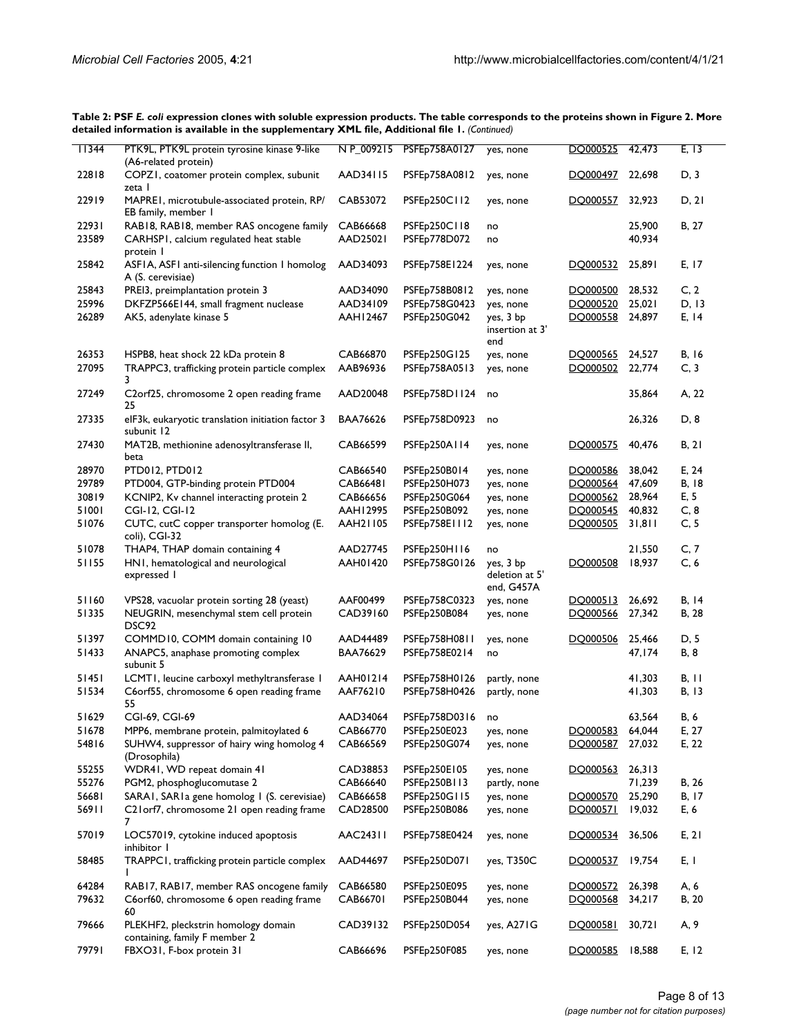**Table 2: PSF *E. coli* expression clones with soluble expression products. The table corresponds to the proteins shown in Figure 2. More detailed information is available in the supplementary XML file, Additional file 1.** *(Continued)*

| | | | | | | | |
|---|---|---|---|---|---|---|---|
| 11344 | PTK9L, PTK9L protein tyrosine kinase 9-like (A6-related protein) | NP_009215 | PSFEp758A0127 | yes, none | DQ000525 | 42,473 | E, 13 |
| 22818 | COPZ1, coatomer protein complex, subunit zeta 1 | AAD34115 | PSFEp758A0812 | yes, none | DQ000497 | 22,698 | D, 3 |
| 22919 | MAPRE1, microtubule-associated protein, RP/EB family, member 1 | CAB53072 | PSFEp250C112 | yes, none | DQ000557 | 32,923 | D, 21 |
| 22931 | RAB18, RAB18, member RAS oncogene family | CAB66668 | PSFEp250C118 | no | | 25,900 | B, 27 |
| 23589 | CARHSP1, calcium regulated heat stable protein 1 | AAD25021 | PSFEp778D072 | no | | 40,934 | |
| 25842 | ASF1A, ASF1 anti-silencing function 1 homolog A (S. cerevisiae) | AAD34093 | PSFEp758E1224 | yes, none | DQ000532 | 25,891 | E, 17 |
| 25843 | PREI3, preimplantation protein 3 | AAD34090 | PSFEp758B0812 | yes, none | DQ000500 | 28,532 | C, 2 |
| 25996 | DKFZP566E144, small fragment nuclease | AAD34109 | PSFEp758G0423 | yes, none | DQ000520 | 25,021 | D, 13 |
| 26289 | AK5, adenylate kinase 5 | AAH12467 | PSFEp250G042 | yes, 3 bp insertion at 3' end | DQ000558 | 24,897 | E, 14 |
| 26353 | HSPB8, heat shock 22 kDa protein 8 | CAB66870 | PSFEp250G125 | yes, none | DQ000565 | 24,527 | B, 16 |
| 27095 | TRAPPC3, trafficking protein particle complex 3 | AAB96936 | PSFEp758A0513 | yes, none | DQ000502 | 22,774 | C, 3 |
| 27249 | C2orf25, chromosome 2 open reading frame 25 | AAD20048 | PSFEp758D1124 | no | | 35,864 | A, 22 |
| 27335 | eIF3k, eukaryotic translation initiation factor 3 subunit 12 | BAA76626 | PSFEp758D0923 | no | | 26,326 | D, 8 |
| 27430 | MAT2B, methionine adenosyltransferase II, beta | CAB66599 | PSFEp250A114 | yes, none | DQ000575 | 40,476 | B, 21 |
| 28970 | PTD012, PTD012 | CAB66540 | PSFEp250B014 | yes, none | DQ000586 | 38,042 | E, 24 |
| 29789 | PTD004, GTP-binding protein PTD004 | CAB66481 | PSFEp250H073 | yes, none | DQ000564 | 47,609 | B, 18 |
| 30819 | KCNIP2, Kv channel interacting protein 2 | CAB66656 | PSFEp250G064 | yes, none | DQ000562 | 28,964 | E, 5 |
| 51001 | CGI-12, CGI-12 | AAH12995 | PSFEp250B092 | yes, none | DQ000545 | 40,832 | C, 8 |
| 51076 | CUTC, cutC copper transporter homolog (E. coli), CGI-32 | AAH21105 | PSFEp758E1112 | yes, none | DQ000505 | 31,811 | C, 5 |
| 51078 | THAP4, THAP domain containing 4 | AAD27745 | PSFEp250H116 | no | | 21,550 | C, 7 |
| 51155 | HN1, hematological and neurological expressed 1 | AAH01420 | PSFEp758G0126 | yes, 3 bp deletion at 5' end, G457A | DQ000508 | 18,937 | C, 6 |
| 51160 | VPS28, vacuolar protein sorting 28 (yeast) | AAF00499 | PSFEp758C0323 | yes, none | DQ000513 | 26,692 | B, 14 |
| 51335 | NEUGRIN, mesenchymal stem cell protein DSC92 | CAD39160 | PSFEp250B084 | yes, none | DQ000566 | 27,342 | B, 28 |
| 51397 | COMMD10, COMM domain containing 10 | AAD44489 | PSFEp758H0811 | yes, none | DQ000506 | 25,466 | D, 5 |
| 51433 | ANAPC5, anaphase promoting complex subunit 5 | BAA76629 | PSFEp758E0214 | no | | 47,174 | B, 8 |
| 51451 | LCMT1, leucine carboxyl methyltransferase 1 | AAH01214 | PSFEp758H0126 | partly, none | | 41,303 | B, 11 |
| 51534 | C6orf55, chromosome 6 open reading frame 55 | AAF76210 | PSFEp758H0426 | partly, none | | 41,303 | B, 13 |
| 51629 | CGI-69, CGI-69 | AAD34064 | PSFEp758D0316 | no | | 63,564 | B, 6 |
| 51678 | MPP6, membrane protein, palmitoylated 6 | CAB66770 | PSFEp250E023 | yes, none | DQ000583 | 64,044 | E, 27 |
| 54816 | SUHW4, suppressor of hairy wing homolog 4 (Drosophila) | CAB66569 | PSFEp250G074 | yes, none | DQ000587 | 27,032 | E, 22 |
| 55255 | WDR41, WD repeat domain 41 | CAD38853 | PSFEp250E105 | yes, none | DQ000563 | 26,313 | |
| 55276 | PGM2, phosphoglucomutase 2 | CAB66640 | PSFEp250B113 | partly, none | | 71,239 | B, 26 |
| 56681 | SARA1, SAR1a gene homolog 1 (S. cerevisiae) | CAB66658 | PSFEp250G115 | yes, none | DQ000570 | 25,290 | B, 17 |
| 56911 | C21orf7, chromosome 21 open reading frame 7 | CAD28500 | PSFEp250B086 | yes, none | DQ000571 | 19,032 | E, 6 |
| 57019 | LOC57019, cytokine induced apoptosis inhibitor 1 | AAC24311 | PSFEp758E0424 | yes, none | DQ000534 | 36,506 | E, 21 |
| 58485 | TRAPPC1, trafficking protein particle complex 1 | AAD44697 | PSFEp250D071 | yes, T350C | DQ000537 | 19,754 | E, 1 |
| 64284 | RAB17, RAB17, member RAS oncogene family | CAB66580 | PSFEp250E095 | yes, none | DQ000572 | 26,398 | A, 6 |
| 79632 | C6orf60, chromosome 6 open reading frame 60 | CAB66701 | PSFEp250B044 | yes, none | DQ000568 | 34,217 | B, 20 |
| 79666 | PLEKHF2, pleckstrin homology domain containing, family F member 2 | CAD39132 | PSFEp250D054 | yes, A271G | DQ000581 | 30,721 | A, 9 |
| 79791 | FBXO31, F-box protein 31 | CAB66696 | PSFEp250F085 | yes, none | DQ000585 | 18,588 | E, 12 |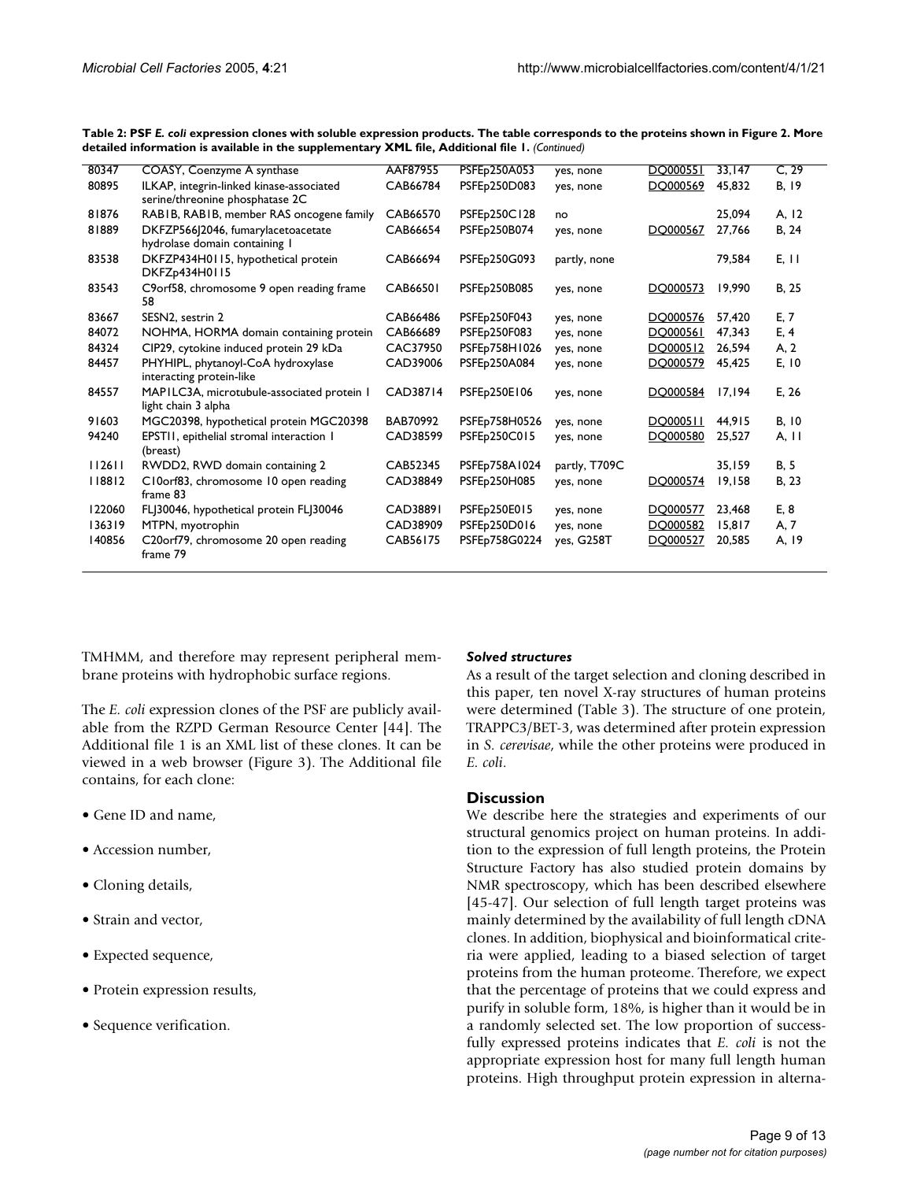**Table 2: PSF *E. coli* expression clones with soluble expression products. The table corresponds to the proteins shown in Figure 2. More detailed information is available in the supplementary XML file, Additional file 1.** *(Continued)*

| | | | | | | | |
|---|---|---|---|---|---|---|---|
| 80347 | COASY, Coenzyme A synthase | AAF87955 | PSFEp250A053 | yes, none | DQ000551 | 33,147 | C, 29 |
| 80895 | ILKAP, integrin-linked kinase-associated serine/threonine phosphatase 2C | CAB66784 | PSFEp250D083 | yes, none | DQ000569 | 45,832 | B, 19 |
| 81876 | RAB1B, RAB1B, member RAS oncogene family | CAB66570 | PSFEp250C128 | no | | 25,094 | A, 12 |
| 81889 | DKFZP566J2046, fumarylacetoacetate hydrolase domain containing 1 | CAB66654 | PSFEp250B074 | yes, none | DQ000567 | 27,766 | B, 24 |
| 83538 | DKFZP434H0115, hypothetical protein DKFZp434H0115 | CAB66694 | PSFEp250G093 | partly, none | | 79,584 | E, 11 |
| 83543 | C9orf58, chromosome 9 open reading frame 58 | CAB66501 | PSFEp250B085 | yes, none | DQ000573 | 19,990 | B, 25 |
| 83667 | SESN2, sestrin 2 | CAB66486 | PSFEp250F043 | yes, none | DQ000576 | 57,420 | E, 7 |
| 84072 | NOHMA, HORMA domain containing protein | CAB66689 | PSFEp250F083 | yes, none | DQ000561 | 47,343 | E, 4 |
| 84324 | CIP29, cytokine induced protein 29 kDa | CAC37950 | PSFEp758H1026 | yes, none | DQ000512 | 26,594 | A, 2 |
| 84457 | PHYHIPL, phytanoyl-CoA hydroxylase interacting protein-like | CAD39006 | PSFEp250A084 | yes, none | DQ000579 | 45,425 | E, 10 |
| 84557 | MAP1LC3A, microtubule-associated protein 1 light chain 3 alpha | CAD38714 | PSFEp250E106 | yes, none | DQ000584 | 17,194 | E, 26 |
| 91603 | MGC20398, hypothetical protein MGC20398 | BAB70992 | PSFEp758H0526 | yes, none | DQ000511 | 44,915 | B, 10 |
| 94240 | EPSTI1, epithelial stromal interaction 1 (breast) | CAD38599 | PSFEp250C015 | yes, none | DQ000580 | 25,527 | A, 11 |
| 112611 | RWDD2, RWD domain containing 2 | CAB52345 | PSFEp758A1024 | partly, T709C | | 35,159 | B, 5 |
| 118812 | C10orf83, chromosome 10 open reading frame 83 | CAD38849 | PSFEp250H085 | yes, none | DQ000574 | 19,158 | B, 23 |
| 122060 | FLJ30046, hypothetical protein FLJ30046 | CAD38891 | PSFEp250E015 | yes, none | DQ000577 | 23,468 | E, 8 |
| 136319 | MTPN, myotrophin | CAD38909 | PSFEp250D016 | yes, none | DQ000582 | 15,817 | A, 7 |
| 140856 | C20orf79, chromosome 20 open reading frame 79 | CAB56175 | PSFEp758G0224 | yes, G258T | DQ000527 | 20,585 | A, 19 |

TMHMM, and therefore may represent peripheral membrane proteins with hydrophobic surface regions.

The *E. coli* expression clones of the PSF are publicly available from the RZPD German Resource Center [44]. The Additional file 1 is an XML list of these clones. It can be viewed in a web browser (Figure 3). The Additional file contains, for each clone:

- Gene ID and name,
- Accession number,
- Cloning details,
- Strain and vector,
- Expected sequence,
- Protein expression results,
- Sequence verification.

### *Solved structures*

As a result of the target selection and cloning described in this paper, ten novel X-ray structures of human proteins were determined (Table 3). The structure of one protein, TRAPPC3/BET-3, was determined after protein expression in *S. cerevisae*, while the other proteins were produced in *E. coli*.

## Discussion

We describe here the strategies and experiments of our structural genomics project on human proteins. In addition to the expression of full length proteins, the Protein Structure Factory has also studied protein domains by NMR spectroscopy, which has been described elsewhere [45-47]. Our selection of full length target proteins was mainly determined by the availability of full length cDNA clones. In addition, biophysical and bioinformatical criteria were applied, leading to a biased selection of target proteins from the human proteome. Therefore, we expect that the percentage of proteins that we could express and purify in soluble form, 18%, is higher than it would be in a randomly selected set. The low proportion of successfully expressed proteins indicates that *E. coli* is not the appropriate expression host for many full length human proteins. High throughput protein expression in alterna-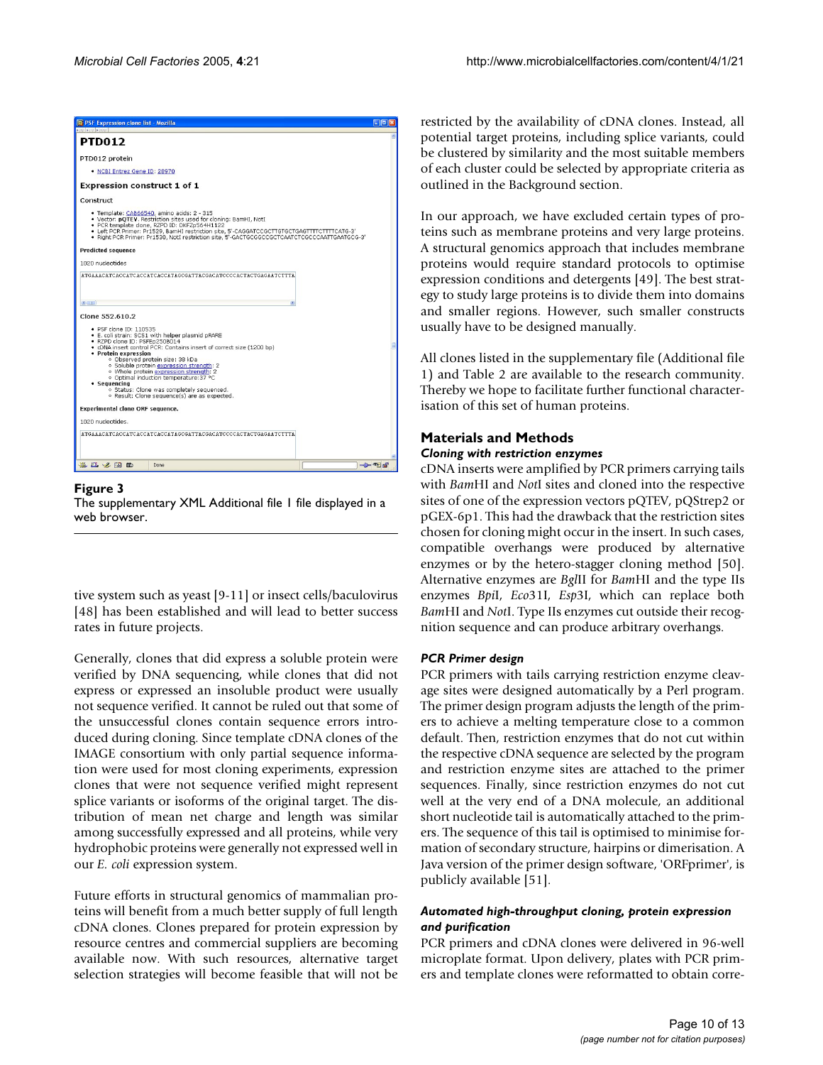**Figure 3**
The supplementary XML Additional file 1 file displayed in a web browser.

tive system such as yeast [9-11] or insect cells/baculovirus [48] has been established and will lead to better success rates in future projects.

Generally, clones that did express a soluble protein were verified by DNA sequencing, while clones that did not express or expressed an insoluble product were usually not sequence verified. It cannot be ruled out that some of the unsuccessful clones contain sequence errors introduced during cloning. Since template cDNA clones of the IMAGE consortium with only partial sequence information were used for most cloning experiments, expression clones that were not sequence verified might represent splice variants or isoforms of the original target. The distribution of mean net charge and length was similar among successfully expressed and all proteins, while very hydrophobic proteins were generally not expressed well in our *E. coli* expression system.

Future efforts in structural genomics of mammalian proteins will benefit from a much better supply of full length cDNA clones. Clones prepared for protein expression by resource centres and commercial suppliers are becoming available now. With such resources, alternative target selection strategies will become feasible that will not be restricted by the availability of cDNA clones. Instead, all potential target proteins, including splice variants, could be clustered by similarity and the most suitable members of each cluster could be selected by appropriate criteria as outlined in the Background section.

In our approach, we have excluded certain types of proteins such as membrane proteins and very large proteins. A structural genomics approach that includes membrane proteins would require standard protocols to optimise expression conditions and detergents [49]. The best strategy to study large proteins is to divide them into domains and smaller regions. However, such smaller constructs usually have to be designed manually.

All clones listed in the supplementary file (Additional file 1) and Table 2 are available to the research community. Thereby we hope to facilitate further functional characterisation of this set of human proteins.

## Materials and Methods

### Cloning with restriction enzymes

cDNA inserts were amplified by PCR primers carrying tails with *Bam*HI and *Not*I sites and cloned into the respective sites of one of the expression vectors pQTEV, pQStrep2 or pGEX-6p1. This had the drawback that the restriction sites chosen for cloning might occur in the insert. In such cases, compatible overhangs were produced by alternative enzymes or by the hetero-stagger cloning method [50]. Alternative enzymes are *Bgl*II for *Bam*HI and the type IIs enzymes *Bpi*I, *Eco*31I, *Esp*3I, which can replace both *Bam*HI and *Not*I. Type IIs enzymes cut outside their recognition sequence and can produce arbitrary overhangs.

### PCR Primer design

PCR primers with tails carrying restriction enzyme cleavage sites were designed automatically by a Perl program. The primer design program adjusts the length of the primers to achieve a melting temperature close to a common default. Then, restriction enzymes that do not cut within the respective cDNA sequence are selected by the program and restriction enzyme sites are attached to the primer sequences. Finally, since restriction enzymes do not cut well at the very end of a DNA molecule, an additional short nucleotide tail is automatically attached to the primers. The sequence of this tail is optimised to minimise formation of secondary structure, hairpins or dimerisation. A Java version of the primer design software, 'ORFprimer', is publicly available [51].

### Automated high-throughput cloning, protein expression and purification

PCR primers and cDNA clones were delivered in 96-well microplate format. Upon delivery, plates with PCR primers and template clones were reformatted to obtain corre-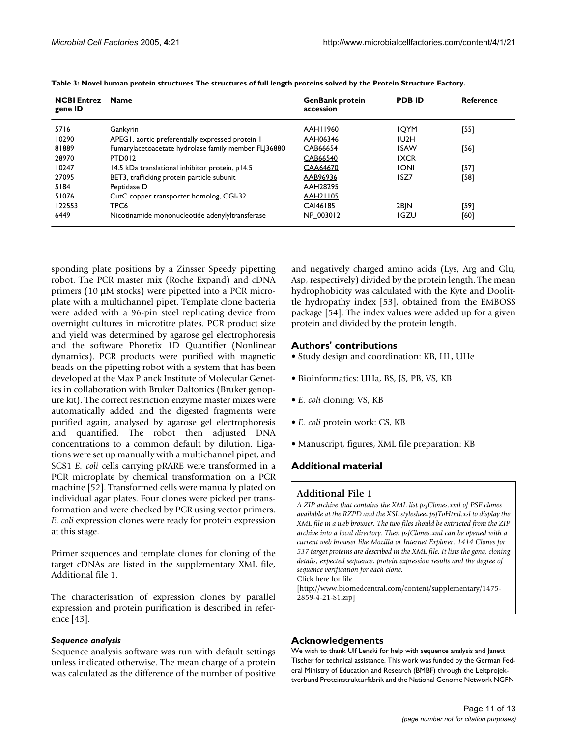**Table 3: Novel human protein structures The structures of full length proteins solved by the Protein Structure Factory.**

| NCBI Entrez gene ID | Name | GenBank protein accession | PDB ID | Reference |
|---|---|---|---|---|
| 5716 | Gankyrin | AAH11960 | 1QYM | [55] |
| 10290 | APEG1, aortic preferentially expressed protein 1 | AAH06346 | 1U2H | |
| 81889 | Fumarylacetoacetate hydrolase family member FLJ36880 | CAB66654 | 1SAW | [56] |
| 28970 | PTD012 | CAB66540 | 1XCR | |
| 10247 | 14.5 kDa translational inhibitor protein, p14.5 | CAA64670 | 1ONI | [57] |
| 27095 | BET3, trafficking protein particle subunit | AAB96936 | 1SZ7 | [58] |
| 5184 | Peptidase D | AAH28295 | | |
| 51076 | CutC copper transporter homolog, CGI-32 | AAH21105 | | |
| 122553 | TPC6 | CAI46185 | 2BJN | [59] |
| 6449 | Nicotinamide mononucleotide adenylyltransferase | NP_003012 | 1GZU | [60] |

sponding plate positions by a Zinsser Speedy pipetting robot. The PCR master mix (Roche Expand) and cDNA primers (10 µM stocks) were pipetted into a PCR microplate with a multichannel pipet. Template clone bacteria were added with a 96-pin steel replicating device from overnight cultures in microtitre plates. PCR product size and yield was determined by agarose gel electrophoresis and the software Phoretix 1D Quantifier (Nonlinear dynamics). PCR products were purified with magnetic beads on the pipetting robot with a system that has been developed at the Max Planck Institute of Molecular Genetics in collaboration with Bruker Daltonics (Bruker genopure kit). The correct restriction enzyme master mixes were automatically added and the digested fragments were purified again, analysed by agarose gel electrophoresis and quantified. The robot then adjusted DNA concentrations to a common default by dilution. Ligations were set up manually with a multichannel pipet, and SCS1 *E. coli* cells carrying pRARE were transformed in a PCR microplate by chemical transformation on a PCR machine [52]. Transformed cells were manually plated on individual agar plates. Four clones were picked per transformation and were checked by PCR using vector primers. *E. coli* expression clones were ready for protein expression at this stage.

Primer sequences and template clones for cloning of the target cDNAs are listed in the supplementary XML file, Additional file 1.

The characterisation of expression clones by parallel expression and protein purification is described in reference [43].

#### *Sequence analysis*

Sequence analysis software was run with default settings unless indicated otherwise. The mean charge of a protein was calculated as the difference of the number of positive and negatively charged amino acids (Lys, Arg and Glu, Asp, respectively) divided by the protein length. The mean hydrophobicity was calculated with the Kyte and Doolittle hydropathy index [53], obtained from the EMBOSS package [54]. The index values were added up for a given protein and divided by the protein length.

### Authors' contributions

- Study design and coordination: KB, HL, UHe
- Bioinformatics: UHa, BS, JS, PB, VS, KB
- *E. coli* cloning: VS, KB
- *E. coli* protein work: CS, KB
- Manuscript, figures, XML file preparation: KB

### Additional material

#### Additional File 1

*A ZIP archive that contains the XML list psfClones.xml of PSF clones available at the RZPD and the XSL stylesheet psfToHtml.xsl to display the XML file in a web browser. The two files should be extracted from the ZIP archive into a local directory. Then psfClones.xml can be opened with a current web browser like Mozilla or Internet Explorer. 1414 Clones for 537 target proteins are described in the XML file. It lists the gene, cloning details, expected sequence, protein expression results and the degree of sequence verification for each clone.*
Click here for file
[http://www.biomedcentral.com/content/supplementary/1475-2859-4-21-S1.zip]

### Acknowledgements

We wish to thank Ulf Lenski for help with sequence analysis and Janett Tischer for technical assistance. This work was funded by the German Federal Ministry of Education and Research (BMBF) through the Leitprojektverbund Proteinstrukturfabrik and the National Genome Network NGFN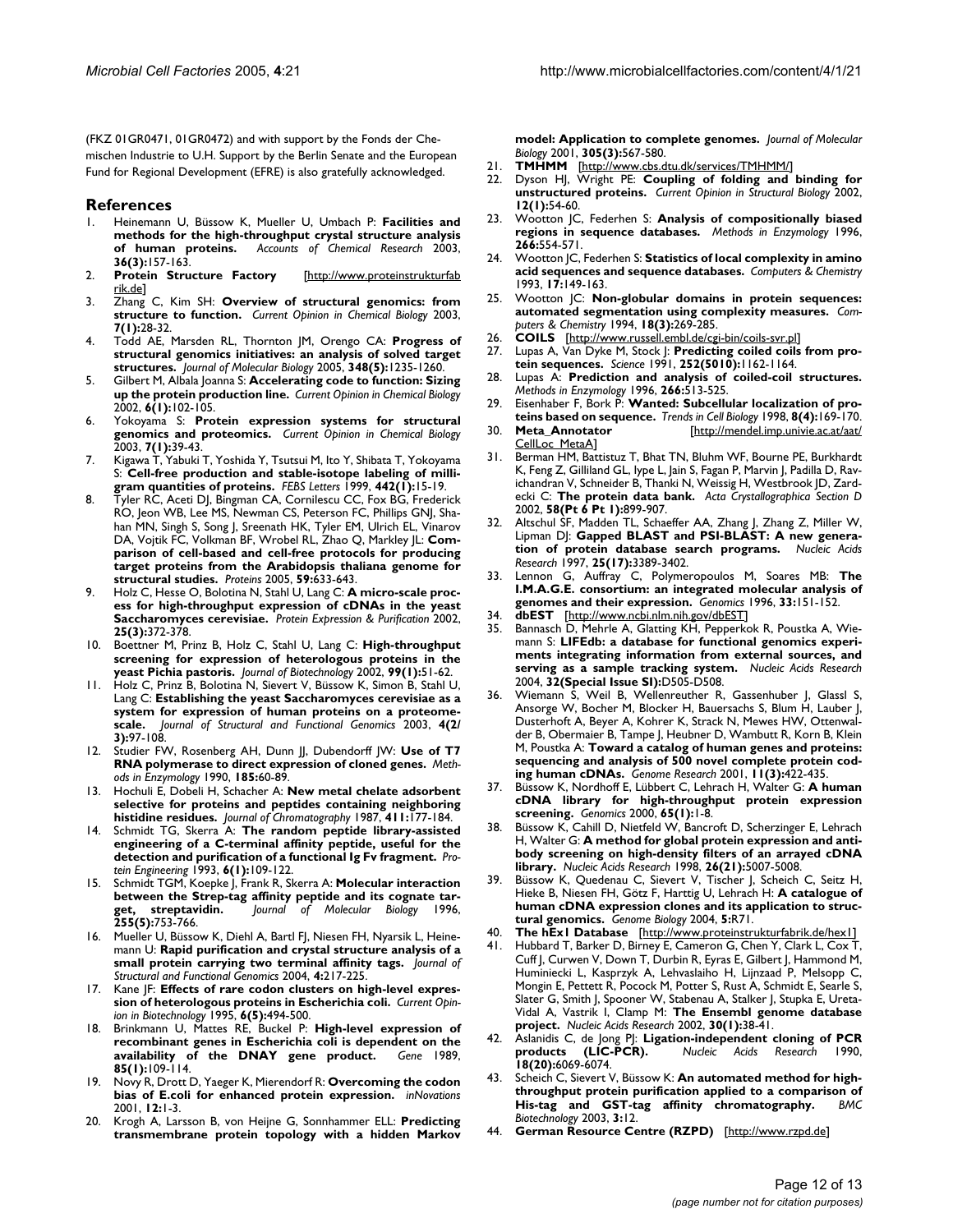(FKZ 01GR0471, 01GR0472) and with support by the Fonds der Chemischen Industrie to U.H. Support by the Berlin Senate and the European Fund for Regional Development (EFRE) is also gratefully acknowledged.

## References

1. Heinemann U, Büssow K, Mueller U, Umbach P: **Facilities and methods for the high-throughput crystal structure analysis of human proteins.** *Accounts of Chemical Research* 2003, **36(3):**157-163.
2. **Protein Structure Factory** [http://www.proteinstrukturfabrik.de]
3. Zhang C, Kim SH: **Overview of structural genomics: from structure to function.** *Current Opinion in Chemical Biology* 2003, **7(1):**28-32.
4. Todd AE, Marsden RL, Thornton JM, Orengo CA: **Progress of structural genomics initiatives: an analysis of solved target structures.** *Journal of Molecular Biology* 2005, **348(5):**1235-1260.
5. Gilbert M, Albala Joanna S: **Accelerating code to function: Sizing up the protein production line.** *Current Opinion in Chemical Biology* 2002, **6(1):**102-105.
6. Yokoyama S: **Protein expression systems for structural genomics and proteomics.** *Current Opinion in Chemical Biology* 2003, **7(1):**39-43.
7. Kigawa T, Yabuki T, Yoshida Y, Tsutsui M, Ito Y, Shibata T, Yokoyama S: **Cell-free production and stable-isotope labeling of milligram quantities of proteins.** *FEBS Letters* 1999, **442(1):**15-19.
8. Tyler RC, Aceti DJ, Bingman CA, Cornilescu CC, Fox BG, Frederick RO, Jeon WB, Lee MS, Newman CS, Peterson FC, Phillips GNJ, Shahan MN, Singh S, Song J, Sreenath HK, Tyler EM, Ulrich EL, Vinarov DA, Vojtik FC, Volkman BF, Wrobel RL, Zhao Q, Markley JL: **Comparison of cell-based and cell-free protocols for producing target proteins from the Arabidopsis thaliana genome for structural studies.** *Proteins* 2005, **59:**633-643.
9. Holz C, Hesse O, Bolotina N, Stahl U, Lang C: **A micro-scale process for high-throughput expression of cDNAs in the yeast Saccharomyces cerevisiae.** *Protein Expression & Purification* 2002, **25(3):**372-378.
10. Boettner M, Prinz B, Holz C, Stahl U, Lang C: **High-throughput screening for expression of heterologous proteins in the yeast Pichia pastoris.** *Journal of Biotechnology* 2002, **99(1):**51-62.
11. Holz C, Prinz B, Bolotina N, Sievert V, Büssow K, Simon B, Stahl U, Lang C: **Establishing the yeast Saccharomyces cerevisiae as a system for expression of human proteins on a proteome-scale.** *Journal of Structural and Functional Genomics* 2003, **4(2/3):**97-108.
12. Studier FW, Rosenberg AH, Dunn JJ, Dubendorff JW: **Use of T7 RNA polymerase to direct expression of cloned genes.** *Methods in Enzymology* 1990, **185:**60-89.
13. Hochuli E, Dobeli H, Schacher A: **New metal chelate adsorbent selective for proteins and peptides containing neighboring histidine residues.** *Journal of Chromatography* 1987, **411:**177-184.
14. Schmidt TG, Skerra A: **The random peptide library-assisted engineering of a C-terminal affinity peptide, useful for the detection and purification of a functional Ig Fv fragment.** *Protein Engineering* 1993, **6(1):**109-122.
15. Schmidt TGM, Koepke J, Frank R, Skerra A: **Molecular interaction between the Strep-tag affinity peptide and its cognate target, streptavidin.** *Journal of Molecular Biology* 1996, **255(5):**753-766.
16. Mueller U, Büssow K, Diehl A, Bartl FJ, Niesen FH, Nyarsik L, Heinemann U: **Rapid purification and crystal structure analysis of a small protein carrying two terminal affinity tags.** *Journal of Structural and Functional Genomics* 2004, **4:**217-225.
17. Kane JF: **Effects of rare codon clusters on high-level expression of heterologous proteins in Escherichia coli.** *Current Opinion in Biotechnology* 1995, **6(5):**494-500.
18. Brinkmann U, Mattes RE, Buckel P: **High-level expression of recombinant genes in Escherichia coli is dependent on the availability of the DNAY gene product.** *Gene* 1989, **85(1):**109-114.
19. Novy R, Drott D, Yaeger K, Mierendorf R: **Overcoming the codon bias of E.coli for enhanced protein expression.** *inNovations* 2001, **12:**1-3.
20. Krogh A, Larsson B, von Heijne G, Sonnhammer ELL: **Predicting transmembrane protein topology with a hidden Markov model: Application to complete genomes.** *Journal of Molecular Biology* 2001, **305(3):**567-580.
21. **TMHMM** [http://www.cbs.dtu.dk/services/TMHMM/]
22. Dyson HJ, Wright PE: **Coupling of folding and binding for unstructured proteins.** *Current Opinion in Structural Biology* 2002, **12(1):**54-60.
23. Wootton JC, Federhen S: **Analysis of compositionally biased regions in sequence databases.** *Methods in Enzymology* 1996, **266:**554-571.
24. Wootton JC, Federhen S: **Statistics of local complexity in amino acid sequences and sequence databases.** *Computers & Chemistry* 1993, **17:**149-163.
25. Wootton JC: **Non-globular domains in protein sequences: automated segmentation using complexity measures.** *Computers & Chemistry* 1994, **18(3):**269-285.
26. **COILS** [http://www.russell.embl.de/cgi-bin/coils-svr.pl]
27. Lupas A, Van Dyke M, Stock J: **Predicting coiled coils from protein sequences.** *Science* 1991, **252(5010):**1162-1164.
28. Lupas A: **Prediction and analysis of coiled-coil structures.** *Methods in Enzymology* 1996, **266:**513-525.
29. Eisenhaber F, Bork P: **Wanted: Subcellular localization of proteins based on sequence.** *Trends in Cell Biology* 1998, **8(4):**169-170.
30. **Meta_Annotator** [http://mendel.imp.univie.ac.at/aat/CellLoc_MetaA]
31. Berman HM, Battistuz T, Bhat TN, Bluhm WF, Bourne PE, Burkhardt K, Feng Z, Gilliland GL, Iype L, Jain S, Fagan P, Marvin J, Padilla D, Ravichandran V, Schneider B, Thanki N, Weissig H, Westbrook JD, Zardecki C: **The protein data bank.** *Acta Crystallographica Section D* 2002, **58(Pt 6 Pt 1):**899-907.
32. Altschul SF, Madden TL, Schaeffer AA, Zhang J, Zhang Z, Miller W, Lipman DJ: **Gapped BLAST and PSI-BLAST: A new generation of protein database search programs.** *Nucleic Acids Research* 1997, **25(17):**3389-3402.
33. Lennon G, Auffray C, Polymeropoulos M, Soares MB: **The I.M.A.G.E. consortium: an integrated molecular analysis of genomes and their expression.** *Genomics* 1996, **33:**151-152.
34. **dbEST** [http://www.ncbi.nlm.nih.gov/dbEST]
35. Bannasch D, Mehrle A, Glatting KH, Pepperkok R, Poustka A, Wiemann S: **LIFEdb: a database for functional genomics experiments integrating information from external sources, and serving as a sample tracking system.** *Nucleic Acids Research* 2004, **32(Special Issue SI):**D505-D508.
36. Wiemann S, Weil B, Wellenreuther R, Gassenhuber J, Glassl S, Ansorge W, Bocher M, Blocker H, Bauersachs S, Blum H, Lauber J, Dusterhoft A, Beyer A, Kohrer K, Strack N, Mewes HW, Ottenwalder B, Obermaier B, Tampe J, Heubner D, Wambutt R, Korn B, Klein M, Poustka A: **Toward a catalog of human genes and proteins: sequencing and analysis of 500 novel complete protein coding human cDNAs.** *Genome Research* 2001, **11(3):**422-435.
37. Büssow K, Nordhoff E, Lübbert C, Lehrach H, Walter G: **A human cDNA library for high-throughput protein expression screening.** *Genomics* 2000, **65(1):**1-8.
38. Büssow K, Cahill D, Nietfeld W, Bancroft D, Scherzinger E, Lehrach H, Walter G: **A method for global protein expression and antibody screening on high-density filters of an arrayed cDNA library.** *Nucleic Acids Research* 1998, **26(21):**5007-5008.
39. Büssow K, Quedenau C, Sievert V, Tischer J, Scheich C, Seitz H, Hieke B, Niesen FH, Götz F, Harttig U, Lehrach H: **A catalogue of human cDNA expression clones and its application to structural genomics.** *Genome Biology* 2004, **5:**R71.
40. **The hEx1 Database** [http://www.proteinstrukturfabrik.de/hex1]
41. Hubbard T, Barker D, Birney E, Cameron G, Chen Y, Clark L, Cox T, Cuff J, Curwen V, Down T, Durbin R, Eyras E, Gilbert J, Hammond M, Huminiecki L, Kasprzyk A, Lehvaslaiho H, Lijnzaad P, Melsopp C, Mongin E, Pettett R, Pocock M, Potter S, Rust A, Schmidt E, Searle S, Slater G, Smith J, Spooner W, Stabenau A, Stalker J, Stupka E, Ureta-Vidal A, Vastrik I, Clamp M: **The Ensembl genome database project.** *Nucleic Acids Research* 2002, **30(1):**38-41.
42. Aslanidis C, de Jong PJ: **Ligation-independent cloning of PCR products (LIC-PCR).** *Nucleic Acids Research* 1990, **18(20):**6069-6074.
43. Scheich C, Sievert V, Büssow K: **An automated method for high-throughput protein purification applied to a comparison of His-tag and GST-tag affinity chromatography.** *BMC Biotechnology* 2003, **3:**12.
44. **German Resource Centre (RZPD)** [http://www.rzpd.de]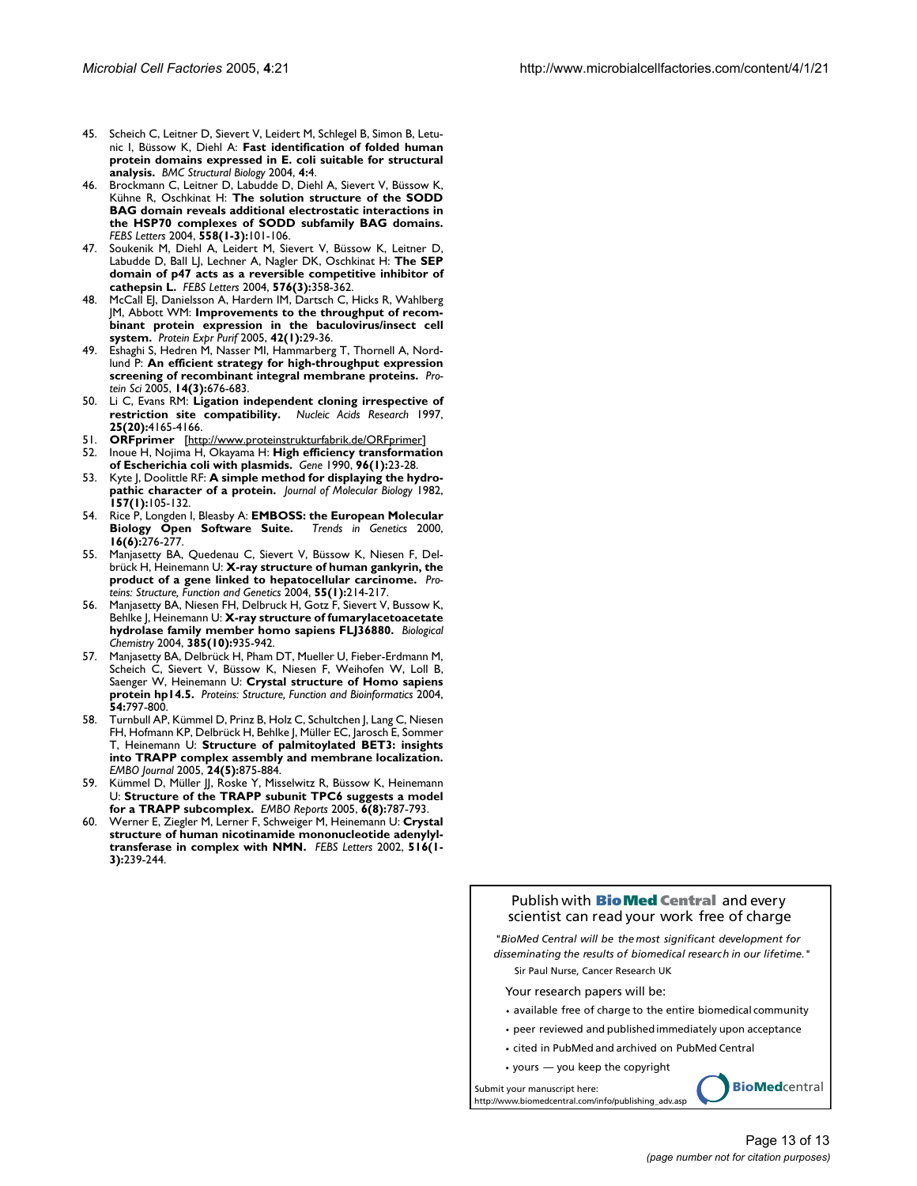45. Scheich C, Leitner D, Sievert V, Leidert M, Schlegel B, Simon B, Letunic I, Büssow K, Diehl A: **Fast identification of folded human protein domains expressed in E. coli suitable for structural analysis.** *BMC Structural Biology* 2004, **4:**4.
46. Brockmann C, Leitner D, Labudde D, Diehl A, Sievert V, Büssow K, Kühne R, Oschkinat H: **The solution structure of the SODD BAG domain reveals additional electrostatic interactions in the HSP70 complexes of SODD subfamily BAG domains.** *FEBS Letters* 2004, **558(1-3):**101-106.
47. Soukenik M, Diehl A, Leidert M, Sievert V, Büssow K, Leitner D, Labudde D, Ball LJ, Lechner A, Nagler DK, Oschkinat H: **The SEP domain of p47 acts as a reversible competitive inhibitor of cathepsin L.** *FEBS Letters* 2004, **576(3):**358-362.
48. McCall EJ, Danielsson A, Hardern IM, Dartsch C, Hicks R, Wahlberg JM, Abbott WM: **Improvements to the throughput of recombinant protein expression in the baculovirus/insect cell system.** *Protein Expr Purif* 2005, **42(1):**29-36.
49. Eshaghi S, Hedren M, Nasser MI, Hammarberg T, Thornell A, Nordlund P: **An efficient strategy for high-throughput expression screening of recombinant integral membrane proteins.** *Protein Sci* 2005, **14(3):**676-683.
50. Li C, Evans RM: **Ligation independent cloning irrespective of restriction site compatibility.** *Nucleic Acids Research* 1997, **25(20):**4165-4166.
51. **ORFprimer** [http://www.proteinstrukturfabrik.de/ORFprimer]
52. Inoue H, Nojima H, Okayama H: **High efficiency transformation of Escherichia coli with plasmids.** *Gene* 1990, **96(1):**23-28.
53. Kyte J, Doolittle RF: **A simple method for displaying the hydropathic character of a protein.** *Journal of Molecular Biology* 1982, **157(1):**105-132.
54. Rice P, Longden I, Bleasby A: **EMBOSS: the European Molecular Biology Open Software Suite.** *Trends in Genetics* 2000, **16(6):**276-277.
55. Manjasetty BA, Quedenau C, Sievert V, Büssow K, Niesen F, Delbrück H, Heinemann U: **X-ray structure of human gankyrin, the product of a gene linked to hepatocellular carcinome.** *Proteins: Structure, Function and Genetics* 2004, **55(1):**214-217.
56. Manjasetty BA, Niesen FH, Delbruck H, Gotz F, Sievert V, Bussow K, Behlke J, Heinemann U: **X-ray structure of fumarylacetoacetate hydrolase family member homo sapiens FLJ36880.** *Biological Chemistry* 2004, **385(10):**935-942.
57. Manjasetty BA, Delbrück H, Pham DT, Mueller U, Fieber-Erdmann M, Scheich C, Sievert V, Büssow K, Niesen F, Weihofen W, Loll B, Saenger W, Heinemann U: **Crystal structure of Homo sapiens protein hp14.5.** *Proteins: Structure, Function and Bioinformatics* 2004, **54:**797-800.
58. Turnbull AP, Kümmel D, Prinz B, Holz C, Schultchen J, Lang C, Niesen FH, Hofmann KP, Delbrück H, Behlke J, Müller EC, Jarosch E, Sommer T, Heinemann U: **Structure of palmitoylated BET3: insights into TRAPP complex assembly and membrane localization.** *EMBO Journal* 2005, **24(5):**875-884.
59. Kümmel D, Müller JJ, Roske Y, Misselwitz R, Büssow K, Heinemann U: **Structure of the TRAPP subunit TPC6 suggests a model for a TRAPP subcomplex.** *EMBO Reports* 2005, **6(8):**787-793.
60. Werner E, Ziegler M, Lerner F, Schweiger M, Heinemann U: **Crystal structure of human nicotinamide mononucleotide adenylyltransferase in complex with NMN.** *FEBS Letters* 2002, **516(1-3):**239-244.

Publish with **BioMed Central** and every scientist can read your work free of charge

*"BioMed Central will be the most significant development for disseminating the results of biomedical research in our lifetime."*

Sir Paul Nurse, Cancer Research UK

Your research papers will be:

- available free of charge to the entire biomedical community
- peer reviewed and published immediately upon acceptance
- cited in PubMed and archived on PubMed Central
- yours — you keep the copyright

Submit your manuscript here:
http://www.biomedcentral.com/info/publishing_adv.asp

**BioMed**central